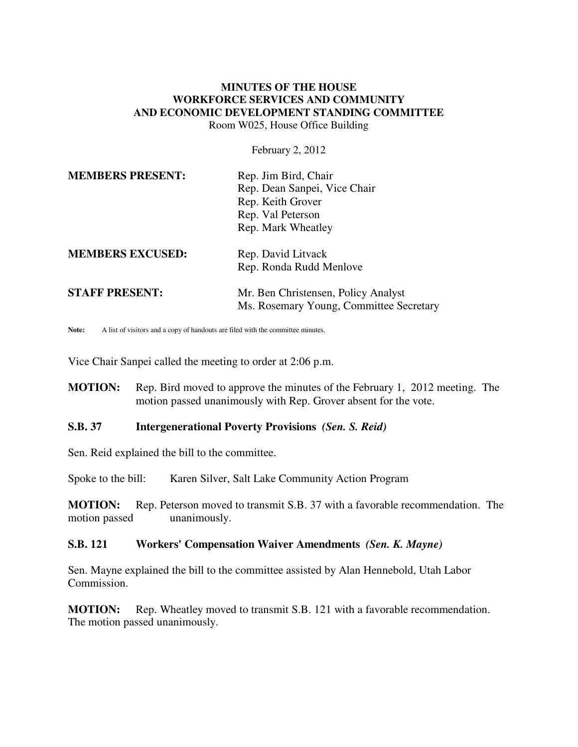**MINUTES OF THE HOUSE**
**WORKFORCE SERVICES AND COMMUNITY**
**AND ECONOMIC DEVELOPMENT STANDING COMMITTEE**
Room W025, House Office Building

February 2, 2012

**MEMBERS PRESENT:** Rep. Jim Bird, Chair
Rep. Dean Sanpei, Vice Chair
Rep. Keith Grover
Rep. Val Peterson
Rep. Mark Wheatley

**MEMBERS EXCUSED:** Rep. David Litvack
Rep. Ronda Rudd Menlove

**STAFF PRESENT:** Mr. Ben Christensen, Policy Analyst
Ms. Rosemary Young, Committee Secretary

**Note:** A list of visitors and a copy of handouts are filed with the committee minutes.

Vice Chair Sanpei called the meeting to order at 2:06 p.m.

**MOTION:** Rep. Bird moved to approve the minutes of the February 1, 2012 meeting. The motion passed unanimously with Rep. Grover absent for the vote.

**S.B. 37 Intergenerational Poverty Provisions** ***(Sen. S. Reid)***

Sen. Reid explained the bill to the committee.

Spoke to the bill: Karen Silver, Salt Lake Community Action Program

**MOTION:** Rep. Peterson moved to transmit S.B. 37 with a favorable recommendation. The motion passed unanimously.

**S.B. 121 Workers' Compensation Waiver Amendments** ***(Sen. K. Mayne)***

Sen. Mayne explained the bill to the committee assisted by Alan Hennebold, Utah Labor Commission.

**MOTION:** Rep. Wheatley moved to transmit S.B. 121 with a favorable recommendation. The motion passed unanimously.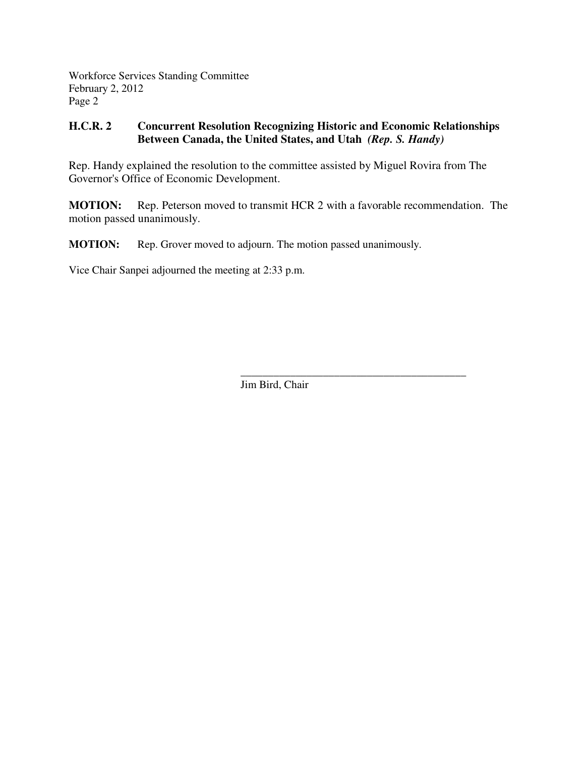**H.C.R. 2 Concurrent Resolution Recognizing Historic and Economic Relationships Between Canada, the United States, and Utah *(Rep. S. Handy)***

Rep. Handy explained the resolution to the committee assisted by Miguel Rovira from The Governor's Office of Economic Development.

**MOTION:** Rep. Peterson moved to transmit HCR 2 with a favorable recommendation. The motion passed unanimously.

**MOTION:** Rep. Grover moved to adjourn. The motion passed unanimously.

Vice Chair Sanpei adjourned the meeting at 2:33 p.m.

\_\_\_\_\_\_\_\_\_\_\_\_\_\_\_\_\_\_\_\_\_\_\_\_\_\_\_\_\_\_\_\_\_\_\_\_\_\_\_\_\_\_

Jim Bird, Chair